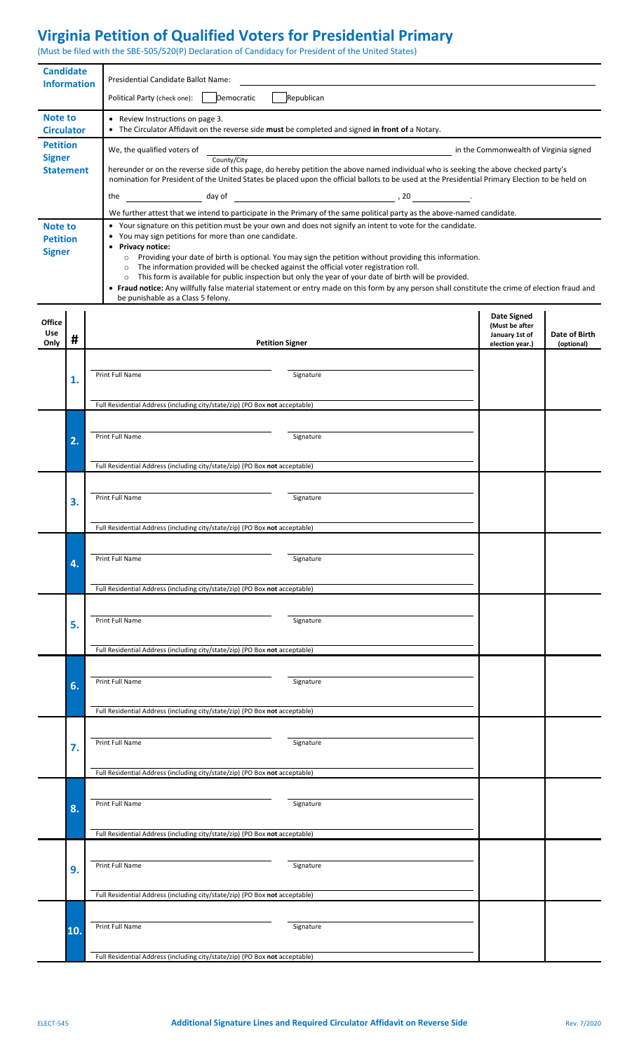# Virginia Petition of Qualified Voters for Presidential Primary

(Must be filed with the SBE-505/520(P) Declaration of Candidacy for President of the United States)

| | |
|---|---|
| **Candidate Information** | Presidential Candidate Ballot Name: ______________________<br>Political Party (check one): ☐ Democratic ☐ Republican |
| **Note to Circulator** | • Review Instructions on page 3.<br>• The Circulator Affidavit on the reverse side **must** be completed and signed **in front of** a Notary. |
| **Petition Signer Statement** | We, the qualified voters of ______________________ (County/City) in the Commonwealth of Virginia signed hereunder or on the reverse side of this page, do hereby petition the above named individual who is seeking the above checked party's nomination for President of the United States be placed upon the official ballots to be used at the Presidential Primary Election to be held on the ________ day of ______________________, 20________.<br>We further attest that we intend to participate in the Primary of the same political party as the above-named candidate. |
| **Note to Petition Signer** | • Your signature on this petition must be your own and does not signify an intent to vote for the candidate.<br>• You may sign petitions for more than one candidate.<br>• **Privacy notice:**<br>  ○ Providing your date of birth is optional. You may sign the petition without providing this information.<br>  ○ The information provided will be checked against the official voter registration roll.<br>  ○ This form is available for public inspection but only the year of your date of birth will be provided.<br>• **Fraud notice:** Any willfully false material statement or entry made on this form by any person shall constitute the crime of election fraud and be punishable as a Class 5 felony. |

| Office Use Only | # | Petition Signer | Date Signed (Must be after January 1st of election year.) | Date of Birth (optional) |
|---|---|---|---|---|
| | 1. | Print Full Name ________ Signature ________<br>Full Residential Address (including city/state/zip) (PO Box **not** acceptable) | | |
| | 2. | Print Full Name ________ Signature ________<br>Full Residential Address (including city/state/zip) (PO Box **not** acceptable) | | |
| | 3. | Print Full Name ________ Signature ________<br>Full Residential Address (including city/state/zip) (PO Box **not** acceptable) | | |
| | 4. | Print Full Name ________ Signature ________<br>Full Residential Address (including city/state/zip) (PO Box **not** acceptable) | | |
| | 5. | Print Full Name ________ Signature ________<br>Full Residential Address (including city/state/zip) (PO Box **not** acceptable) | | |
| | 6. | Print Full Name ________ Signature ________<br>Full Residential Address (including city/state/zip) (PO Box **not** acceptable) | | |
| | 7. | Print Full Name ________ Signature ________<br>Full Residential Address (including city/state/zip) (PO Box **not** acceptable) | | |
| | 8. | Print Full Name ________ Signature ________<br>Full Residential Address (including city/state/zip) (PO Box **not** acceptable) | | |
| | 9. | Print Full Name ________ Signature ________<br>Full Residential Address (including city/state/zip) (PO Box **not** acceptable) | | |
| | 10. | Print Full Name ________ Signature ________<br>Full Residential Address (including city/state/zip) (PO Box **not** acceptable) | | |

ELECT-545 **Additional Signature Lines and Required Circulator Affidavit on Reverse Side** Rev. 7/2020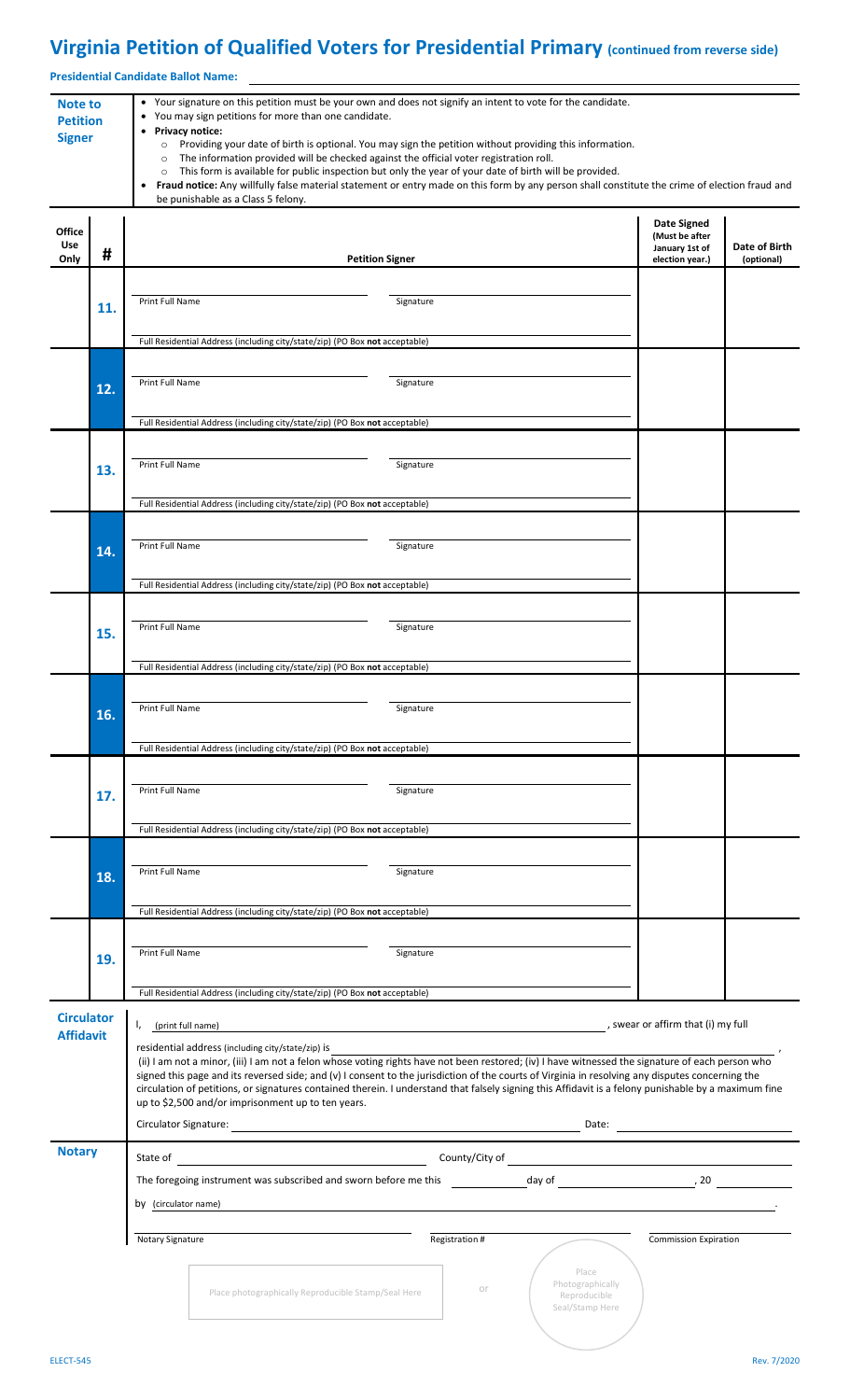# Virginia Petition of Qualified Voters for Presidential Primary (continued from reverse side)

**Presidential Candidate Ballot Name:** ______________________________

**Note to Petition Signer**

- Your signature on this petition must be your own and does not signify an intent to vote for the candidate.
- You may sign petitions for more than one candidate.
- **Privacy notice:**
  - Providing your date of birth is optional. You may sign the petition without providing this information.
  - The information provided will be checked against the official voter registration roll.
  - This form is available for public inspection but only the year of your date of birth will be provided.
- **Fraud notice:** Any willfully false material statement or entry made on this form by any person shall constitute the crime of election fraud and be punishable as a Class 5 felony.

| Office Use Only | # | Petition Signer | Date Signed (Must be after January 1st of election year.) | Date of Birth (optional) |
|---|---|---|---|---|
| | 11. | Print Full Name ____________ Signature ____________<br>Full Residential Address (including city/state/zip) (PO Box **not** acceptable) | | |
| | 12. | Print Full Name ____________ Signature ____________<br>Full Residential Address (including city/state/zip) (PO Box **not** acceptable) | | |
| | 13. | Print Full Name ____________ Signature ____________<br>Full Residential Address (including city/state/zip) (PO Box **not** acceptable) | | |
| | 14. | Print Full Name ____________ Signature ____________<br>Full Residential Address (including city/state/zip) (PO Box **not** acceptable) | | |
| | 15. | Print Full Name ____________ Signature ____________<br>Full Residential Address (including city/state/zip) (PO Box **not** acceptable) | | |
| | 16. | Print Full Name ____________ Signature ____________<br>Full Residential Address (including city/state/zip) (PO Box **not** acceptable) | | |
| | 17. | Print Full Name ____________ Signature ____________<br>Full Residential Address (including city/state/zip) (PO Box **not** acceptable) | | |
| | 18. | Print Full Name ____________ Signature ____________<br>Full Residential Address (including city/state/zip) (PO Box **not** acceptable) | | |
| | 19. | Print Full Name ____________ Signature ____________<br>Full Residential Address (including city/state/zip) (PO Box **not** acceptable) | | |

**Circulator Affidavit**

I, (print full name) ______________________________, swear or affirm that (i) my full residential address (including city/state/zip) is ______________________________, (ii) I am not a minor, (iii) I am not a felon whose voting rights have not been restored; (iv) I have witnessed the signature of each person who signed this page and its reversed side; and (v) I consent to the jurisdiction of the courts of Virginia in resolving any disputes concerning the circulation of petitions, or signatures contained therein. I understand that falsely signing this Affidavit is a felony punishable by a maximum fine up to $2,500 and/or imprisonment up to ten years.

Circulator Signature: ______________________________ Date: ______________

**Notary**

State of ______________________________ County/City of ______________________________

The foregoing instrument was subscribed and sworn before me this ________ day of ______________, 20 ______

by (circulator name) ______________________________.

Notary Signature ______________ Registration # ______________ Commission Expiration ______________

Place photographically Reproducible Stamp/Seal Here or Place Photographically Reproducible Seal/Stamp Here

ELECT-545 Rev. 7/2020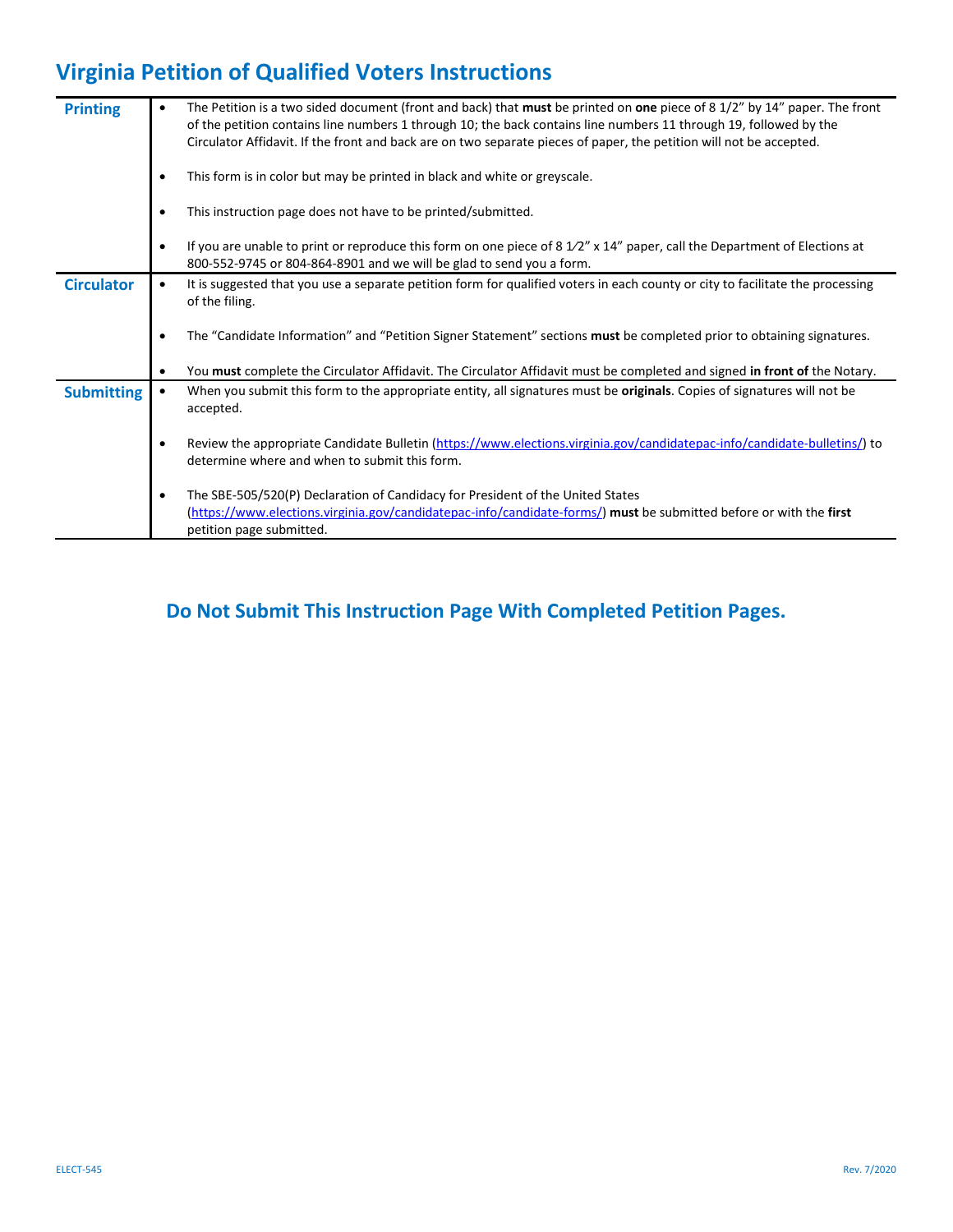# Virginia Petition of Qualified Voters Instructions

| | |
|---|---|
| **Printing** | • The Petition is a two sided document (front and back) that **must** be printed on **one** piece of 8 1/2" by 14" paper. The front of the petition contains line numbers 1 through 10; the back contains line numbers 11 through 19, followed by the Circulator Affidavit. If the front and back are on two separate pieces of paper, the petition will not be accepted.<br><br>• This form is in color but may be printed in black and white or greyscale.<br><br>• This instruction page does not have to be printed/submitted.<br><br>• If you are unable to print or reproduce this form on one piece of 8 1⁄2" x 14" paper, call the Department of Elections at 800-552-9745 or 804-864-8901 and we will be glad to send you a form. |
| **Circulator** | • It is suggested that you use a separate petition form for qualified voters in each county or city to facilitate the processing of the filing.<br><br>• The "Candidate Information" and "Petition Signer Statement" sections **must** be completed prior to obtaining signatures.<br><br>• You **must** complete the Circulator Affidavit. The Circulator Affidavit must be completed and signed **in front of** the Notary. |
| **Submitting** | • When you submit this form to the appropriate entity, all signatures must be **originals**. Copies of signatures will not be accepted.<br><br>• Review the appropriate Candidate Bulletin (https://www.elections.virginia.gov/candidatepac-info/candidate-bulletins/) to determine where and when to submit this form.<br><br>• The SBE-505/520(P) Declaration of Candidacy for President of the United States (https://www.elections.virginia.gov/candidatepac-info/candidate-forms/) **must** be submitted before or with the **first** petition page submitted. |

## Do Not Submit This Instruction Page With Completed Petition Pages.

ELECT-545

Rev. 7/2020